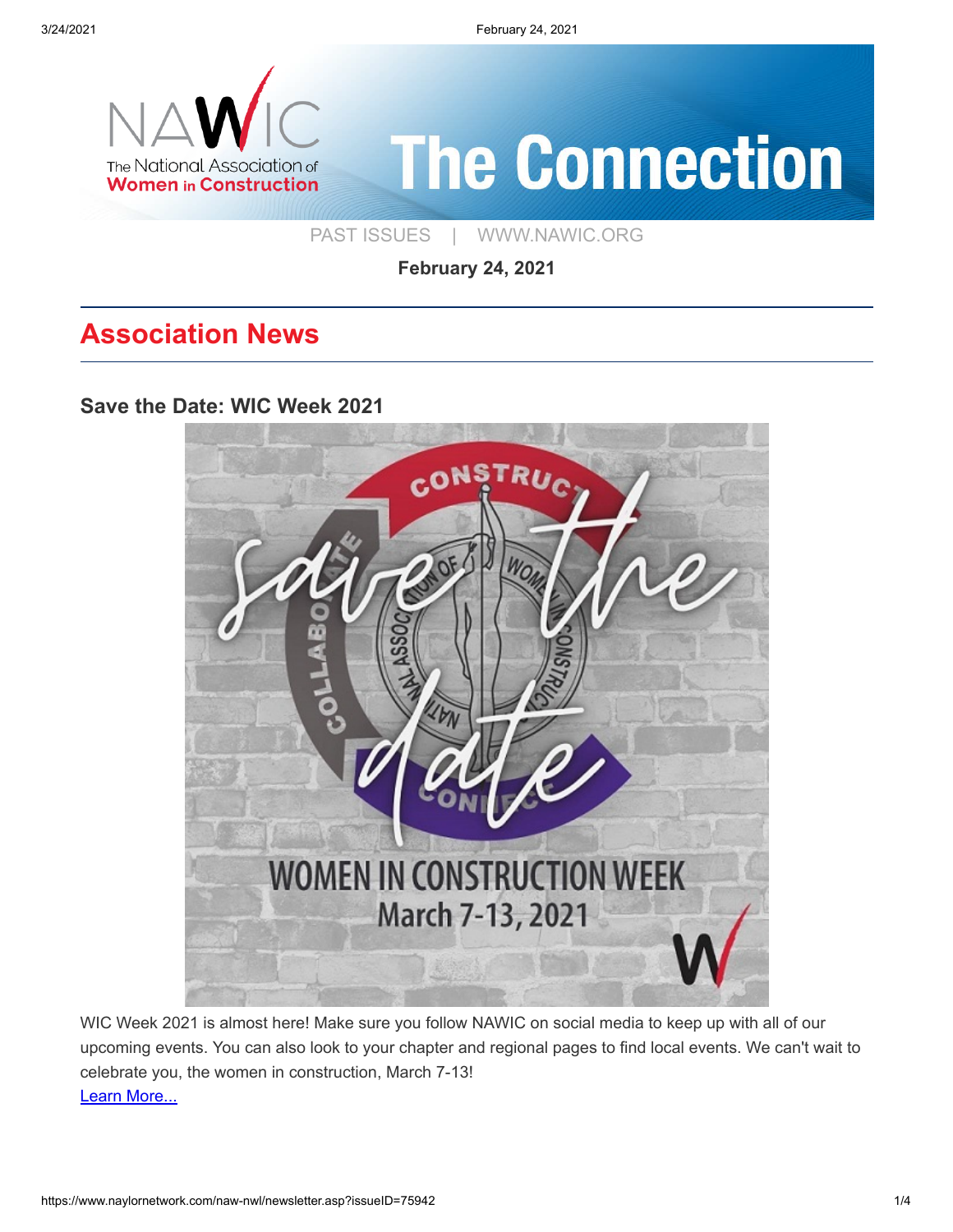# The Connection

PAST ISSUES | WWW.NAWIC.ORG

**February 24, 2021**

## Association News

### Save the Date: WIC Week 2021

WIC Week 2021 is almost here! Make sure you follow NAWIC on social media to keep up with all of our upcoming events. You can also look to your chapter and regional pages to find local events. We can't wait to celebrate you, the women in construction, March 7-13!

Learn More...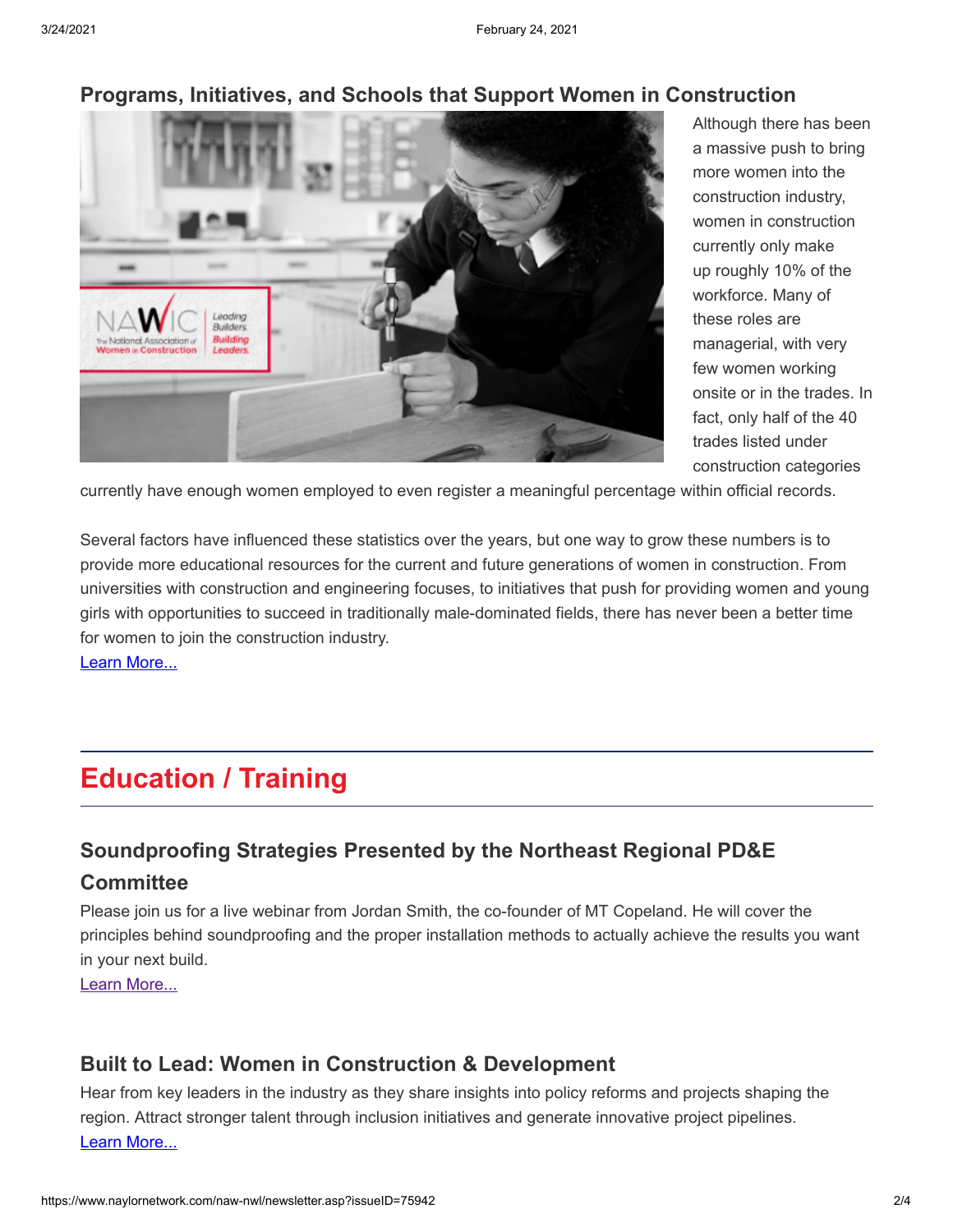### Programs, Initiatives, and Schools that Support Women in Construction

Although there has been a massive push to bring more women into the construction industry, women in construction currently only make up roughly 10% of the workforce. Many of these roles are managerial, with very few women working onsite or in the trades. In fact, only half of the 40 trades listed under construction categories currently have enough women employed to even register a meaningful percentage within official records.

Several factors have influenced these statistics over the years, but one way to grow these numbers is to provide more educational resources for the current and future generations of women in construction. From universities with construction and engineering focuses, to initiatives that push for providing women and young girls with opportunities to succeed in traditionally male-dominated fields, there has never been a better time for women to join the construction industry.

Learn More...

## Education / Training

### Soundproofing Strategies Presented by the Northeast Regional PD&E Committee

Please join us for a live webinar from Jordan Smith, the co-founder of MT Copeland. He will cover the principles behind soundproofing and the proper installation methods to actually achieve the results you want in your next build.

Learn More...

### Built to Lead: Women in Construction & Development

Hear from key leaders in the industry as they share insights into policy reforms and projects shaping the region. Attract stronger talent through inclusion initiatives and generate innovative project pipelines.

Learn More...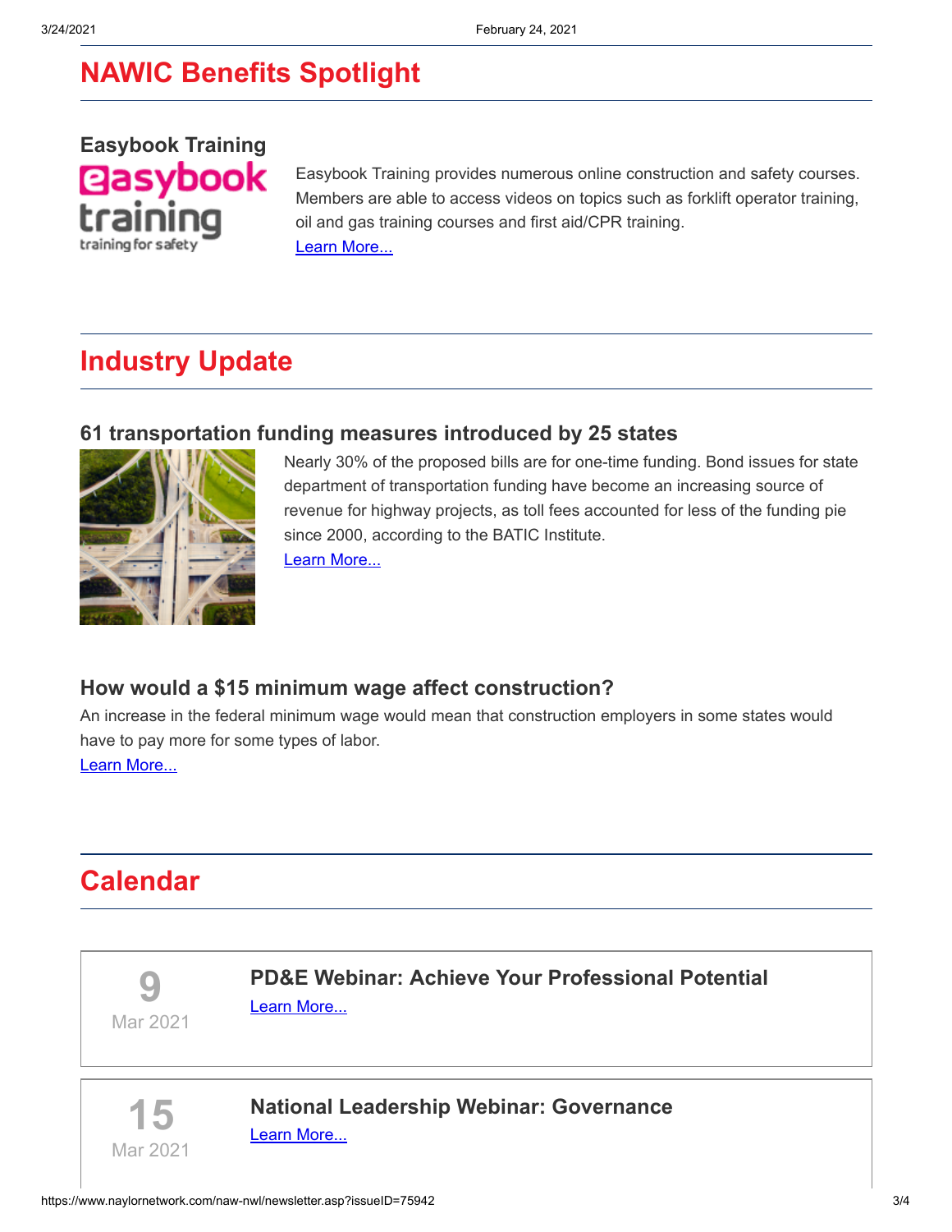## NAWIC Benefits Spotlight

### Easybook Training

Easybook Training provides numerous online construction and safety courses. Members are able to access videos on topics such as forklift operator training, oil and gas training courses and first aid/CPR training.
Learn More...

## Industry Update

### 61 transportation funding measures introduced by 25 states

Nearly 30% of the proposed bills are for one-time funding. Bond issues for state department of transportation funding have become an increasing source of revenue for highway projects, as toll fees accounted for less of the funding pie since 2000, according to the BATIC Institute.
Learn More...

### How would a $15 minimum wage affect construction?

An increase in the federal minimum wage would mean that construction employers in some states would have to pay more for some types of labor.
Learn More...

## Calendar

**9**
Mar 2021

### PD&E Webinar: Achieve Your Professional Potential

Learn More...

**15**
Mar 2021

### National Leadership Webinar: Governance

Learn More...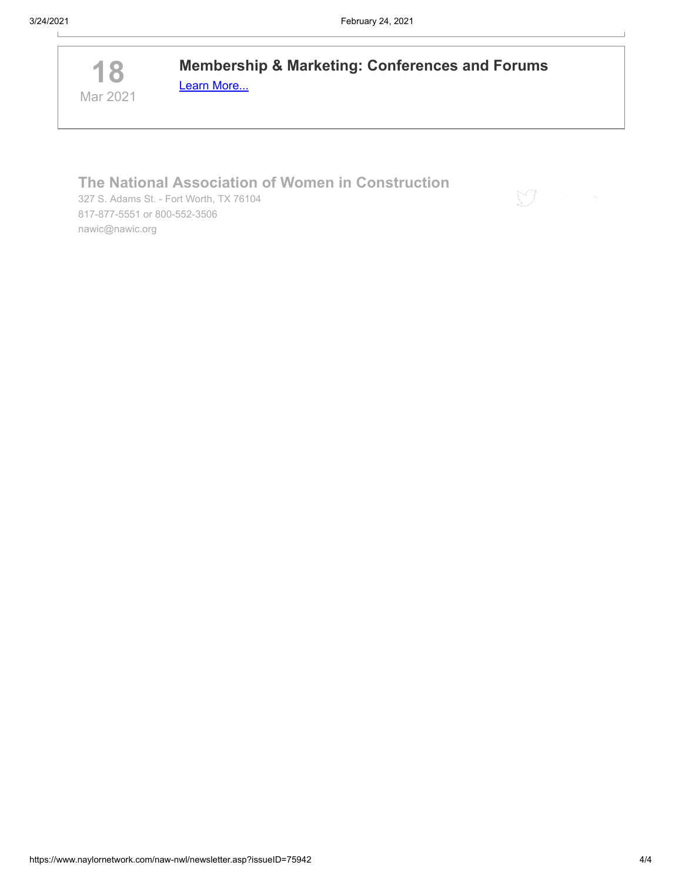18

Mar 2021

### Membership & Marketing: Conferences and Forums

Learn More...

## The National Association of Women in Construction

327 S. Adams St. - Fort Worth, TX 76104

817-877-5551 or 800-552-3506

nawic@nawic.org